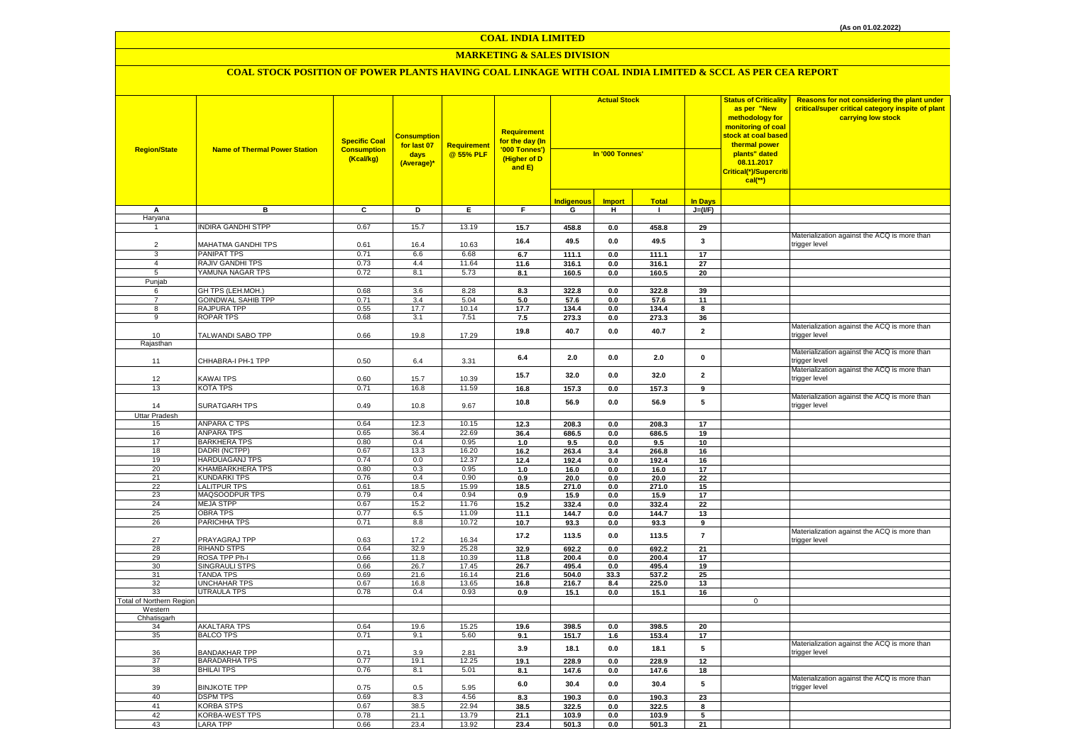(As on 01.02.2022)

# COAL INDIA LIMITED

## MARKETING & SALES DIVISION

### COAL STOCK POSITION OF POWER PLANTS HAVING COAL LINKAGE WITH COAL INDIA LIMITED & SCCL AS PER CEA REPORT

| Region/State | Name of Thermal Power Station | Specific Coal Consumption (Kcal/kg) | Consumption for last 07 days (Average)* | Requirement @ 55% PLF | Requirement for the day (In '000 Tonnes') (Higher of D and E) | Actual Stock In '000 Tonnes' | | | | Status of Criticality as per "New methodology for monitoring of coal stock at coal based thermal power plants" dated 08.11.2017 Critical(*)/Supercritical(**) | Reasons for not considering the plant under critical/super critical category inspite of plant carrying low stock |
|---|---|---|---|---|---|---|---|---|---|---|---|
| | | | | | | Indigenous | Import | Total | In Days | | |
| A | B | C | D | E | F | G | H | I | J=(I/F) | | |
| Haryana | | | | | | | | | | | |
| 1 | INDIRA GANDHI STPP | 0.67 | 15.7 | 13.19 | 15.7 | 458.8 | 0.0 | 458.8 | 29 | | |
| 2 | MAHATMA GANDHI TPS | 0.61 | 16.4 | 10.63 | 16.4 | 49.5 | 0.0 | 49.5 | 3 | | Materialization against the ACQ is more than trigger level |
| 3 | PANIPAT TPS | 0.71 | 6.6 | 6.68 | 6.7 | 111.1 | 0.0 | 111.1 | 17 | | |
| 4 | RAJIV GANDHI TPS | 0.73 | 4.4 | 11.64 | 11.6 | 316.1 | 0.0 | 316.1 | 27 | | |
| 5 | YAMUNA NAGAR TPS | 0.72 | 8.1 | 5.73 | 8.1 | 160.5 | 0.0 | 160.5 | 20 | | |
| Punjab | | | | | | | | | | | |
| 6 | GH TPS (LEH.MOH.) | 0.68 | 3.6 | 8.28 | 8.3 | 322.8 | 0.0 | 322.8 | 39 | | |
| 7 | GOINDWAL SAHIB TPP | 0.71 | 3.4 | 5.04 | 5.0 | 57.6 | 0.0 | 57.6 | 11 | | |
| 8 | RAJPURA TPP | 0.55 | 17.7 | 10.14 | 17.7 | 134.4 | 0.0 | 134.4 | 8 | | |
| 9 | ROPAR TPS | 0.68 | 3.1 | 7.51 | 7.5 | 273.3 | 0.0 | 273.3 | 36 | | |
| 10 | TALWANDI SABO TPP | 0.66 | 19.8 | 17.29 | 19.8 | 40.7 | 0.0 | 40.7 | 2 | | Materialization against the ACQ is more than trigger level |
| Rajasthan | | | | | | | | | | | |
| 11 | CHHABRA-I PH-1 TPP | 0.50 | 6.4 | 3.31 | 6.4 | 2.0 | 0.0 | 2.0 | 0 | | Materialization against the ACQ is more than trigger level |
| 12 | KAWAI TPS | 0.60 | 15.7 | 10.39 | 15.7 | 32.0 | 0.0 | 32.0 | 2 | | Materialization against the ACQ is more than trigger level |
| 13 | KOTA TPS | 0.71 | 16.8 | 11.59 | 16.8 | 157.3 | 0.0 | 157.3 | 9 | | |
| 14 | SURATGARH TPS | 0.49 | 10.8 | 9.67 | 10.8 | 56.9 | 0.0 | 56.9 | 5 | | Materialization against the ACQ is more than trigger level |
| Uttar Pradesh | | | | | | | | | | | |
| 15 | ANPARA C TPS | 0.64 | 12.3 | 10.15 | 12.3 | 208.3 | 0.0 | 208.3 | 17 | | |
| 16 | ANPARA TPS | 0.65 | 36.4 | 22.69 | 36.4 | 686.5 | 0.0 | 686.5 | 19 | | |
| 17 | BARKHERA TPS | 0.80 | 0.4 | 0.95 | 1.0 | 9.5 | 0.0 | 9.5 | 10 | | |
| 18 | DADRI (NCTPP) | 0.67 | 13.3 | 16.20 | 16.2 | 263.4 | 3.4 | 266.8 | 16 | | |
| 19 | HARDUAGANJ TPS | 0.74 | 0.0 | 12.37 | 12.4 | 192.4 | 0.0 | 192.4 | 16 | | |
| 20 | KHAMBARKHERA TPS | 0.80 | 0.3 | 0.95 | 1.0 | 16.0 | 0.0 | 16.0 | 17 | | |
| 21 | KUNDARKI TPS | 0.76 | 0.4 | 0.90 | 0.9 | 20.0 | 0.0 | 20.0 | 22 | | |
| 22 | LALITPUR TPS | 0.61 | 18.5 | 15.99 | 18.5 | 271.0 | 0.0 | 271.0 | 15 | | |
| 23 | MAQSOODPUR TPS | 0.79 | 0.4 | 0.94 | 0.9 | 15.9 | 0.0 | 15.9 | 17 | | |
| 24 | MEJA STPP | 0.67 | 15.2 | 11.76 | 15.2 | 332.4 | 0.0 | 332.4 | 22 | | |
| 25 | OBRA TPS | 0.77 | 6.5 | 11.09 | 11.1 | 144.7 | 0.0 | 144.7 | 13 | | |
| 26 | PARICHHA TPS | 0.71 | 8.8 | 10.72 | 10.7 | 93.3 | 0.0 | 93.3 | 9 | | |
| 27 | PRAYAGRAJ TPP | 0.63 | 17.2 | 16.34 | 17.2 | 113.5 | 0.0 | 113.5 | 7 | | Materialization against the ACQ is more than trigger level |
| 28 | RIHAND STPS | 0.64 | 32.9 | 25.28 | 32.9 | 692.2 | 0.0 | 692.2 | 21 | | |
| 29 | ROSA TPP Ph-I | 0.66 | 11.8 | 10.39 | 11.8 | 200.4 | 0.0 | 200.4 | 17 | | |
| 30 | SINGRAULI STPS | 0.66 | 26.7 | 17.45 | 26.7 | 495.4 | 0.0 | 495.4 | 19 | | |
| 31 | TANDA TPS | 0.69 | 21.6 | 16.14 | 21.6 | 504.0 | 33.3 | 537.2 | 25 | | |
| 32 | UNCHAHAR TPS | 0.67 | 16.8 | 13.65 | 16.8 | 216.7 | 8.4 | 225.0 | 13 | | |
| 33 | UTRAULA TPS | 0.78 | 0.4 | 0.93 | 0.9 | 15.1 | 0.0 | 15.1 | 16 | | |
| Total of Northern Region | | | | | | | | | | 0 | |
| Western | | | | | | | | | | | |
| Chhatisgarh | | | | | | | | | | | |
| 34 | AKALTARA TPS | 0.64 | 19.6 | 15.25 | 19.6 | 398.5 | 0.0 | 398.5 | 20 | | |
| 35 | BALCO TPS | 0.71 | 9.1 | 5.60 | 9.1 | 151.7 | 1.6 | 153.4 | 17 | | |
| 36 | BANDAKHAR TPP | 0.71 | 3.9 | 2.81 | 3.9 | 18.1 | 0.0 | 18.1 | 5 | | Materialization against the ACQ is more than trigger level |
| 37 | BARADARHA TPS | 0.77 | 19.1 | 12.25 | 19.1 | 228.9 | 0.0 | 228.9 | 12 | | |
| 38 | BHILAI TPS | 0.76 | 8.1 | 5.01 | 8.1 | 147.6 | 0.0 | 147.6 | 18 | | |
| 39 | BINJKOTE TPP | 0.75 | 0.5 | 5.95 | 6.0 | 30.4 | 0.0 | 30.4 | 5 | | Materialization against the ACQ is more than trigger level |
| 40 | DSPM TPS | 0.69 | 8.3 | 4.56 | 8.3 | 190.3 | 0.0 | 190.3 | 23 | | |
| 41 | KORBA STPS | 0.67 | 38.5 | 22.94 | 38.5 | 322.5 | 0.0 | 322.5 | 8 | | |
| 42 | KORBA-WEST TPS | 0.78 | 21.1 | 13.79 | 21.1 | 103.9 | 0.0 | 103.9 | 5 | | |
| 43 | LARA TPP | 0.66 | 23.4 | 13.92 | 23.4 | 501.3 | 0.0 | 501.3 | 21 | | |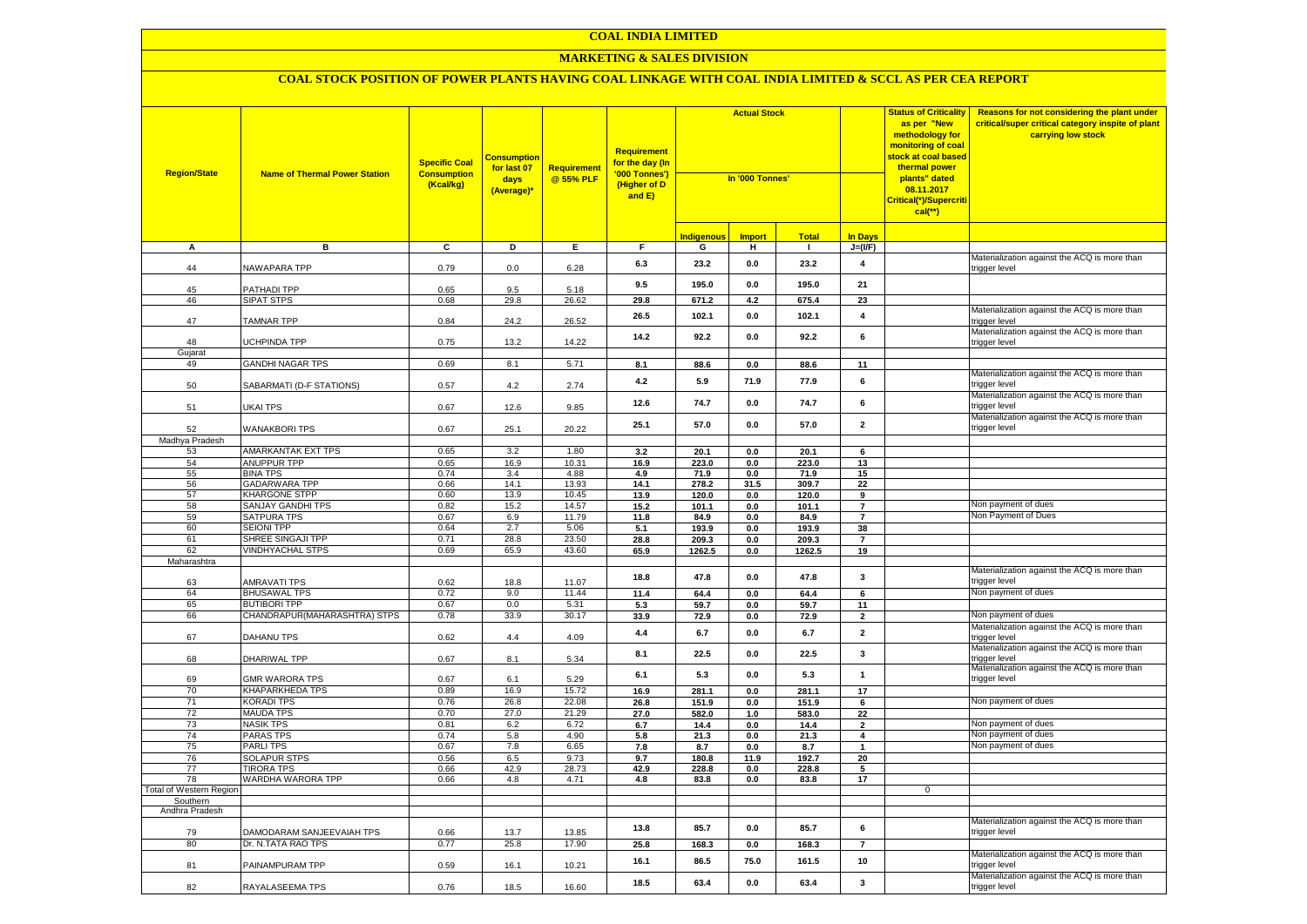# COAL INDIA LIMITED

## MARKETING & SALES DIVISION

### COAL STOCK POSITION OF POWER PLANTS HAVING COAL LINKAGE WITH COAL INDIA LIMITED & SCCL AS PER CEA REPORT

| Region/State | Name of Thermal Power Station | Specific Coal Consumption (Kcal/kg) | Consumption for last 07 days (Average)* | Requirement @ 55% PLF | Requirement for the day (In '000 Tonnes') (Higher of D and E) | Actual Stock In '000 Tonnes' | | | | Status of Criticality as per "New methodology for monitoring of coal stock at coal based thermal power plants" dated 08.11.2017 Critical(*)/Supercritical(**) | Reasons for not considering the plant under critical/super critical category inspite of plant carrying low stock |
|---|---|---|---|---|---|---|---|---|---|---|---|
| | | | | | | Indigenous | Import | Total | In Days | | |
| A | B | C | D | E | F | G | H | I | J=(I/F) | | |
| 44 | NAWAPARA TPP | 0.79 | 0.0 | 6.28 | 6.3 | 23.2 | 0.0 | 23.2 | 4 | | Materialization against the ACQ is more than trigger level |
| 45 | PATHADI TPP | 0.65 | 9.5 | 5.18 | 9.5 | 195.0 | 0.0 | 195.0 | 21 | | |
| 46 | SIPAT STPS | 0.68 | 29.8 | 26.62 | 29.8 | 671.2 | 4.2 | 675.4 | 23 | | |
| 47 | TAMNAR TPP | 0.84 | 24.2 | 26.52 | 26.5 | 102.1 | 0.0 | 102.1 | 4 | | Materialization against the ACQ is more than trigger level |
| 48 | UCHPINDA TPP | 0.75 | 13.2 | 14.22 | 14.2 | 92.2 | 0.0 | 92.2 | 6 | | Materialization against the ACQ is more than trigger level |
| Gujarat | | | | | | | | | | | |
| 49 | GANDHI NAGAR TPS | 0.69 | 8.1 | 5.71 | 8.1 | 88.6 | 0.0 | 88.6 | 11 | | |
| 50 | SABARMATI (D-F STATIONS) | 0.57 | 4.2 | 2.74 | 4.2 | 5.9 | 71.9 | 77.9 | 6 | | Materialization against the ACQ is more than trigger level |
| 51 | UKAI TPS | 0.67 | 12.6 | 9.85 | 12.6 | 74.7 | 0.0 | 74.7 | 6 | | Materialization against the ACQ is more than trigger level |
| 52 | WANAKBORI TPS | 0.67 | 25.1 | 20.22 | 25.1 | 57.0 | 0.0 | 57.0 | 2 | | Materialization against the ACQ is more than trigger level |
| Madhya Pradesh | | | | | | | | | | | |
| 53 | AMARKANTAK EXT TPS | 0.65 | 3.2 | 1.80 | 3.2 | 20.1 | 0.0 | 20.1 | 6 | | |
| 54 | ANUPPUR TPP | 0.65 | 16.9 | 10.31 | 16.9 | 223.0 | 0.0 | 223.0 | 13 | | |
| 55 | BINA TPS | 0.74 | 3.4 | 4.88 | 4.9 | 71.9 | 0.0 | 71.9 | 15 | | |
| 56 | GADARWARA TPP | 0.66 | 14.1 | 13.93 | 14.1 | 278.2 | 31.5 | 309.7 | 22 | | |
| 57 | KHARGONE STPP | 0.60 | 13.9 | 10.45 | 13.9 | 120.0 | 0.0 | 120.0 | 9 | | |
| 58 | SANJAY GANDHI TPS | 0.82 | 15.2 | 14.57 | 15.2 | 101.1 | 0.0 | 101.1 | 7 | | Non payment of dues |
| 59 | SATPURA TPS | 0.67 | 6.9 | 11.79 | 11.8 | 84.9 | 0.0 | 84.9 | 7 | | Non Payment of Dues |
| 60 | SEIONI TPP | 0.64 | 2.7 | 5.06 | 5.1 | 193.9 | 0.0 | 193.9 | 38 | | |
| 61 | SHREE SINGAJI TPP | 0.71 | 28.8 | 23.50 | 28.8 | 209.3 | 0.0 | 209.3 | 7 | | |
| 62 | VINDHYACHAL STPS | 0.69 | 65.9 | 43.60 | 65.9 | 1262.5 | 0.0 | 1262.5 | 19 | | |
| Maharashtra | | | | | | | | | | | |
| 63 | AMRAVATI TPS | 0.62 | 18.8 | 11.07 | 18.8 | 47.8 | 0.0 | 47.8 | 3 | | Materialization against the ACQ is more than trigger level |
| 64 | BHUSAWAL TPS | 0.72 | 9.0 | 11.44 | 11.4 | 64.4 | 0.0 | 64.4 | 6 | | Non payment of dues |
| 65 | BUTIBORI TPP | 0.67 | 0.0 | 5.31 | 5.3 | 59.7 | 0.0 | 59.7 | 11 | | |
| 66 | CHANDRAPUR(MAHARASHTRA) STPS | 0.78 | 33.9 | 30.17 | 33.9 | 72.9 | 0.0 | 72.9 | 2 | | Non payment of dues |
| 67 | DAHANU TPS | 0.62 | 4.4 | 4.09 | 4.4 | 6.7 | 0.0 | 6.7 | 2 | | Materialization against the ACQ is more than trigger level |
| 68 | DHARIWAL TPP | 0.67 | 8.1 | 5.34 | 8.1 | 22.5 | 0.0 | 22.5 | 3 | | Materialization against the ACQ is more than trigger level |
| 69 | GMR WARORA TPS | 0.67 | 6.1 | 5.29 | 6.1 | 5.3 | 0.0 | 5.3 | 1 | | Materialization against the ACQ is more than trigger level |
| 70 | KHAPARKHEDA TPS | 0.89 | 16.9 | 15.72 | 16.9 | 281.1 | 0.0 | 281.1 | 17 | | |
| 71 | KORADI TPS | 0.76 | 26.8 | 22.08 | 26.8 | 151.9 | 0.0 | 151.9 | 6 | | Non payment of dues |
| 72 | MAUDA TPS | 0.70 | 27.0 | 21.29 | 27.0 | 582.0 | 1.0 | 583.0 | 22 | | |
| 73 | NASIK TPS | 0.81 | 6.2 | 6.72 | 6.7 | 14.4 | 0.0 | 14.4 | 2 | | Non payment of dues |
| 74 | PARAS TPS | 0.74 | 5.8 | 4.90 | 5.8 | 21.3 | 0.0 | 21.3 | 4 | | Non payment of dues |
| 75 | PARLI TPS | 0.67 | 7.8 | 6.65 | 7.8 | 8.7 | 0.0 | 8.7 | 1 | | Non payment of dues |
| 76 | SOLAPUR STPS | 0.56 | 6.5 | 9.73 | 9.7 | 180.8 | 11.9 | 192.7 | 20 | | |
| 77 | TIRORA TPS | 0.66 | 42.9 | 28.73 | 42.9 | 228.8 | 0.0 | 228.8 | 5 | | |
| 78 | WARDHA WARORA TPP | 0.66 | 4.8 | 4.71 | 4.8 | 83.8 | 0.0 | 83.8 | 17 | | |
| Total of Western Region | | | | | | | | | | 0 | |
| Southern | | | | | | | | | | | |
| Andhra Pradesh | | | | | | | | | | | |
| 79 | DAMODARAM SANJEEVAIAH TPS | 0.66 | 13.7 | 13.85 | 13.8 | 85.7 | 0.0 | 85.7 | 6 | | Materialization against the ACQ is more than trigger level |
| 80 | Dr. N.TATA RAO TPS | 0.77 | 25.8 | 17.90 | 25.8 | 168.3 | 0.0 | 168.3 | 7 | | |
| 81 | PAINAMPURAM TPP | 0.59 | 16.1 | 10.21 | 16.1 | 86.5 | 75.0 | 161.5 | 10 | | Materialization against the ACQ is more than trigger level |
| 82 | RAYALASEEMA TPS | 0.76 | 18.5 | 16.60 | 18.5 | 63.4 | 0.0 | 63.4 | 3 | | Materialization against the ACQ is more than trigger level |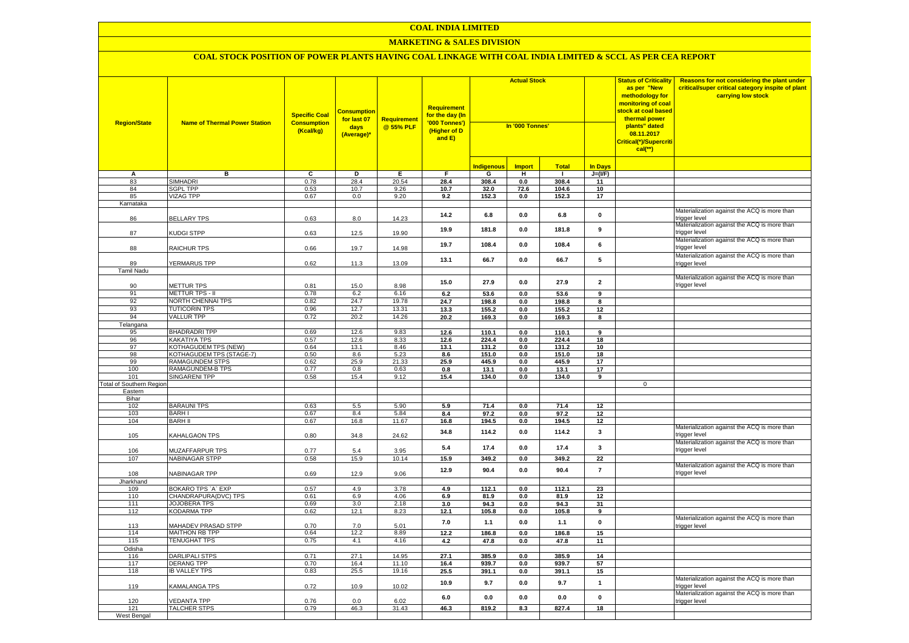# COAL INDIA LIMITED

## MARKETING & SALES DIVISION

### COAL STOCK POSITION OF POWER PLANTS HAVING COAL LINKAGE WITH COAL INDIA LIMITED & SCCL AS PER CEA REPORT

| Region/State | Name of Thermal Power Station | Specific Coal Consumption (Kcal/kg) | Consumption for last 07 days (Average)* | Requirement @ 55% PLF | Requirement for the day (In '000 Tonnes') (Higher of D and E) | Actual Stock In '000 Tonnes' | | | | Status of Criticality as per "New methodology for monitoring of coal stock at coal based thermal power plants" dated 08.11.2017 Critical(*)/Supercritical(**) | Reasons for not considering the plant under critical/super critical category inspite of plant carrying low stock |
|---|---|---|---|---|---|---|---|---|---|---|---|
| | | | | | | Indigenous | Import | Total | In Days | | |
| A | B | C | D | E | F | G | H | I | J=(I/F) | | |
| 83 | SIMHADRI | 0.78 | 28.4 | 20.54 | 28.4 | 308.4 | 0.0 | 308.4 | 11 | | |
| 84 | SGPL TPP | 0.53 | 10.7 | 9.26 | 10.7 | 32.0 | 72.6 | 104.6 | 10 | | |
| 85 | VIZAG TPP | 0.67 | 0.0 | 9.20 | 9.2 | 152.3 | 0.0 | 152.3 | 17 | | |
| Karnataka | | | | | | | | | | | |
| 86 | BELLARY TPS | 0.63 | 8.0 | 14.23 | 14.2 | 6.8 | 0.0 | 6.8 | 0 | | Materialization against the ACQ is more than trigger level |
| 87 | KUDGI STPP | 0.63 | 12.5 | 19.90 | 19.9 | 181.8 | 0.0 | 181.8 | 9 | | Materialization against the ACQ is more than trigger level |
| 88 | RAICHUR TPS | 0.66 | 19.7 | 14.98 | 19.7 | 108.4 | 0.0 | 108.4 | 6 | | Materialization against the ACQ is more than trigger level |
| 89 | YERMARUS TPP | 0.62 | 11.3 | 13.09 | 13.1 | 66.7 | 0.0 | 66.7 | 5 | | Materialization against the ACQ is more than trigger level |
| Tamil Nadu | | | | | | | | | | | |
| 90 | METTUR TPS | 0.81 | 15.0 | 8.98 | 15.0 | 27.9 | 0.0 | 27.9 | 2 | | Materialization against the ACQ is more than trigger level |
| 91 | METTUR TPS - II | 0.78 | 6.2 | 6.16 | 6.2 | 53.6 | 0.0 | 53.6 | 9 | | |
| 92 | NORTH CHENNAI TPS | 0.82 | 24.7 | 19.78 | 24.7 | 198.8 | 0.0 | 198.8 | 8 | | |
| 93 | TUTICORIN TPS | 0.96 | 12.7 | 13.31 | 13.3 | 155.2 | 0.0 | 155.2 | 12 | | |
| 94 | VALLUR TPP | 0.72 | 20.2 | 14.26 | 20.2 | 169.3 | 0.0 | 169.3 | 8 | | |
| Telangana | | | | | | | | | | | |
| 95 | BHADRADRI TPP | 0.69 | 12.6 | 9.83 | 12.6 | 110.1 | 0.0 | 110.1 | 9 | | |
| 96 | KAKATIYA TPS | 0.57 | 12.6 | 8.33 | 12.6 | 224.4 | 0.0 | 224.4 | 18 | | |
| 97 | KOTHAGUDEM TPS (NEW) | 0.64 | 13.1 | 8.46 | 13.1 | 131.2 | 0.0 | 131.2 | 10 | | |
| 98 | KOTHAGUDEM TPS (STAGE-7) | 0.50 | 8.6 | 5.23 | 8.6 | 151.0 | 0.0 | 151.0 | 18 | | |
| 99 | RAMAGUNDEM STPS | 0.62 | 25.9 | 21.33 | 25.9 | 445.9 | 0.0 | 445.9 | 17 | | |
| 100 | RAMAGUNDEM-B TPS | 0.77 | 0.8 | 0.63 | 0.8 | 13.1 | 0.0 | 13.1 | 17 | | |
| 101 | SINGARENI TPP | 0.58 | 15.4 | 9.12 | 15.4 | 134.0 | 0.0 | 134.0 | 9 | | |
| Total of Southern Region | | | | | | | | | | 0 | |
| Eastern | | | | | | | | | | | |
| Bihar | | | | | | | | | | | |
| 102 | BARAUNI TPS | 0.63 | 5.5 | 5.90 | 5.9 | 71.4 | 0.0 | 71.4 | 12 | | |
| 103 | BARH I | 0.67 | 8.4 | 5.84 | 8.4 | 97.2 | 0.0 | 97.2 | 12 | | |
| 104 | BARH II | 0.67 | 16.8 | 11.67 | 16.8 | 194.5 | 0.0 | 194.5 | 12 | | |
| 105 | KAHALGAON TPS | 0.80 | 34.8 | 24.62 | 34.8 | 114.2 | 0.0 | 114.2 | 3 | | Materialization against the ACQ is more than trigger level |
| 106 | MUZAFFARPUR TPS | 0.77 | 5.4 | 3.95 | 5.4 | 17.4 | 0.0 | 17.4 | 3 | | Materialization against the ACQ is more than trigger level |
| 107 | NABINAGAR STPP | 0.58 | 15.9 | 10.14 | 15.9 | 349.2 | 0.0 | 349.2 | 22 | | |
| 108 | NABINAGAR TPP | 0.69 | 12.9 | 9.06 | 12.9 | 90.4 | 0.0 | 90.4 | 7 | | Materialization against the ACQ is more than trigger level |
| Jharkhand | | | | | | | | | | | |
| 109 | BOKARO TPS `A` EXP | 0.57 | 4.9 | 3.78 | 4.9 | 112.1 | 0.0 | 112.1 | 23 | | |
| 110 | CHANDRAPURA(DVC) TPS | 0.61 | 6.9 | 4.06 | 6.9 | 81.9 | 0.0 | 81.9 | 12 | | |
| 111 | JOJOBERA TPS | 0.69 | 3.0 | 2.18 | 3.0 | 94.3 | 0.0 | 94.3 | 31 | | |
| 112 | KODARMA TPP | 0.62 | 12.1 | 8.23 | 12.1 | 105.8 | 0.0 | 105.8 | 9 | | |
| 113 | MAHADEV PRASAD STPP | 0.70 | 7.0 | 5.01 | 7.0 | 1.1 | 0.0 | 1.1 | 0 | | Materialization against the ACQ is more than trigger level |
| 114 | MAITHON RB TPP | 0.64 | 12.2 | 8.89 | 12.2 | 186.8 | 0.0 | 186.8 | 15 | | |
| 115 | TENUGHAT TPS | 0.75 | 4.1 | 4.16 | 4.2 | 47.8 | 0.0 | 47.8 | 11 | | |
| Odisha | | | | | | | | | | | |
| 116 | DARLIPALI STPS | 0.71 | 27.1 | 14.95 | 27.1 | 385.9 | 0.0 | 385.9 | 14 | | |
| 117 | DERANG TPP | 0.70 | 16.4 | 11.10 | 16.4 | 939.7 | 0.0 | 939.7 | 57 | | |
| 118 | IB VALLEY TPS | 0.83 | 25.5 | 19.16 | 25.5 | 391.1 | 0.0 | 391.1 | 15 | | |
| 119 | KAMALANGA TPS | 0.72 | 10.9 | 10.02 | 10.9 | 9.7 | 0.0 | 9.7 | 1 | | Materialization against the ACQ is more than trigger level |
| 120 | VEDANTA TPP | 0.76 | 0.0 | 6.02 | 6.0 | 0.0 | 0.0 | 0.0 | 0 | | Materialization against the ACQ is more than trigger level |
| 121 | TALCHER STPS | 0.79 | 46.3 | 31.43 | 46.3 | 819.2 | 8.3 | 827.4 | 18 | | |
| West Bengal | | | | | | | | | | | |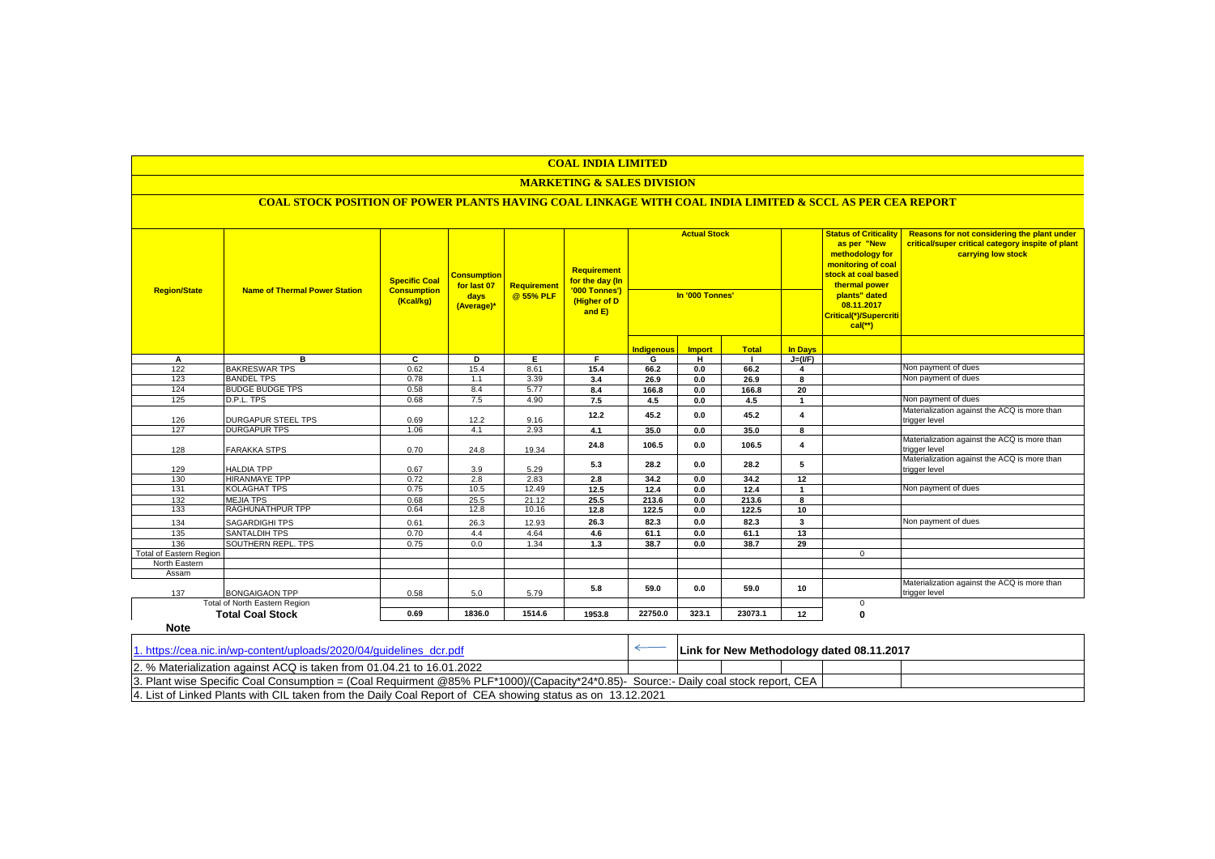# COAL INDIA LIMITED

## MARKETING & SALES DIVISION

### COAL STOCK POSITION OF POWER PLANTS HAVING COAL LINKAGE WITH COAL INDIA LIMITED & SCCL AS PER CEA REPORT

| Region/State | Name of Thermal Power Station | Specific Coal Consumption (Kcal/kg) | Consumption for last 07 days (Average)* | Requirement @ 55% PLF | Requirement for the day (In '000 Tonnes') (Higher of D and E) | Actual Stock In '000 Tonnes' | | | | Status of Criticality as per "New methodology for monitoring of coal stock at coal based thermal power plants" dated 08.11.2017 Critical(*)/Supercritical(**) | Reasons for not considering the plant under critical/super critical category inspite of plant carrying low stock |
|---|---|---|---|---|---|---|---|---|---|---|---|
| | | | | | | Indigenous | Import | Total | In Days | | |
| A | B | C | D | E | F | G | H | I | J=(I/F) | | |
| 122 | BAKRESWAR TPS | 0.62 | 15.4 | 8.61 | 15.4 | 66.2 | 0.0 | 66.2 | 4 | | Non payment of dues |
| 123 | BANDEL TPS | 0.78 | 1.1 | 3.39 | 3.4 | 26.9 | 0.0 | 26.9 | 8 | | Non payment of dues |
| 124 | BUDGE BUDGE TPS | 0.58 | 8.4 | 5.77 | 8.4 | 166.8 | 0.0 | 166.8 | 20 | | |
| 125 | D.P.L. TPS | 0.68 | 7.5 | 4.90 | 7.5 | 4.5 | 0.0 | 4.5 | 1 | | Non payment of dues |
| 126 | DURGAPUR STEEL TPS | 0.69 | 12.2 | 9.16 | 12.2 | 45.2 | 0.0 | 45.2 | 4 | | Materialization against the ACQ is more than trigger level |
| 127 | DURGAPUR TPS | 1.06 | 4.1 | 2.93 | 4.1 | 35.0 | 0.0 | 35.0 | 8 | | |
| 128 | FARAKKA STPS | 0.70 | 24.8 | 19.34 | 24.8 | 106.5 | 0.0 | 106.5 | 4 | | Materialization against the ACQ is more than trigger level |
| 129 | HALDIA TPP | 0.67 | 3.9 | 5.29 | 5.3 | 28.2 | 0.0 | 28.2 | 5 | | Materialization against the ACQ is more than trigger level |
| 130 | HIRANMAYE TPP | 0.72 | 2.8 | 2.83 | 2.8 | 34.2 | 0.0 | 34.2 | 12 | | |
| 131 | KOLAGHAT TPS | 0.75 | 10.5 | 12.49 | 12.5 | 12.4 | 0.0 | 12.4 | 1 | | Non payment of dues |
| 132 | MEJIA TPS | 0.68 | 25.5 | 21.12 | 25.5 | 213.6 | 0.0 | 213.6 | 8 | | |
| 133 | RAGHUNATHPUR TPP | 0.64 | 12.8 | 10.16 | 12.8 | 122.5 | 0.0 | 122.5 | 10 | | |
| 134 | SAGARDIGHI TPS | 0.61 | 26.3 | 12.93 | 26.3 | 82.3 | 0.0 | 82.3 | 3 | | Non payment of dues |
| 135 | SANTALDIH TPS | 0.70 | 4.4 | 4.64 | 4.6 | 61.1 | 0.0 | 61.1 | 13 | | |
| 136 | SOUTHERN REPL. TPS | 0.75 | 0.0 | 1.34 | 1.3 | 38.7 | 0.0 | 38.7 | 29 | | |
| Total of Eastern Region | | | | | | | | | | 0 | |
| North Eastern | | | | | | | | | | | |
| Assam | | | | | | | | | | | |
| 137 | BONGAIGAON TPP | 0.58 | 5.0 | 5.79 | 5.8 | 59.0 | 0.0 | 59.0 | 10 | | Materialization against the ACQ is more than trigger level |
| Total of North Eastern Region | | | | | | | | | | 0 | |
| Total Coal Stock | | 0.69 | 1836.0 | 1514.6 | 1953.8 | 22750.0 | 323.1 | 23073.1 | 12 | 0 | |

**Note**

1. https://cea.nic.in/wp-content/uploads/2020/04/guidelines_dcr.pdf ← **Link for New Methodology dated 08.11.2017**

2. % Materialization against ACQ is taken from 01.04.21 to 16.01.2022

3. Plant wise Specific Coal Consumption = (Coal Requirment @85% PLF*1000)/(Capacity*24*0.85)- Source:- Daily coal stock report, CEA

4. List of Linked Plants with CIL taken from the Daily Coal Report of CEA showing status as on 13.12.2021